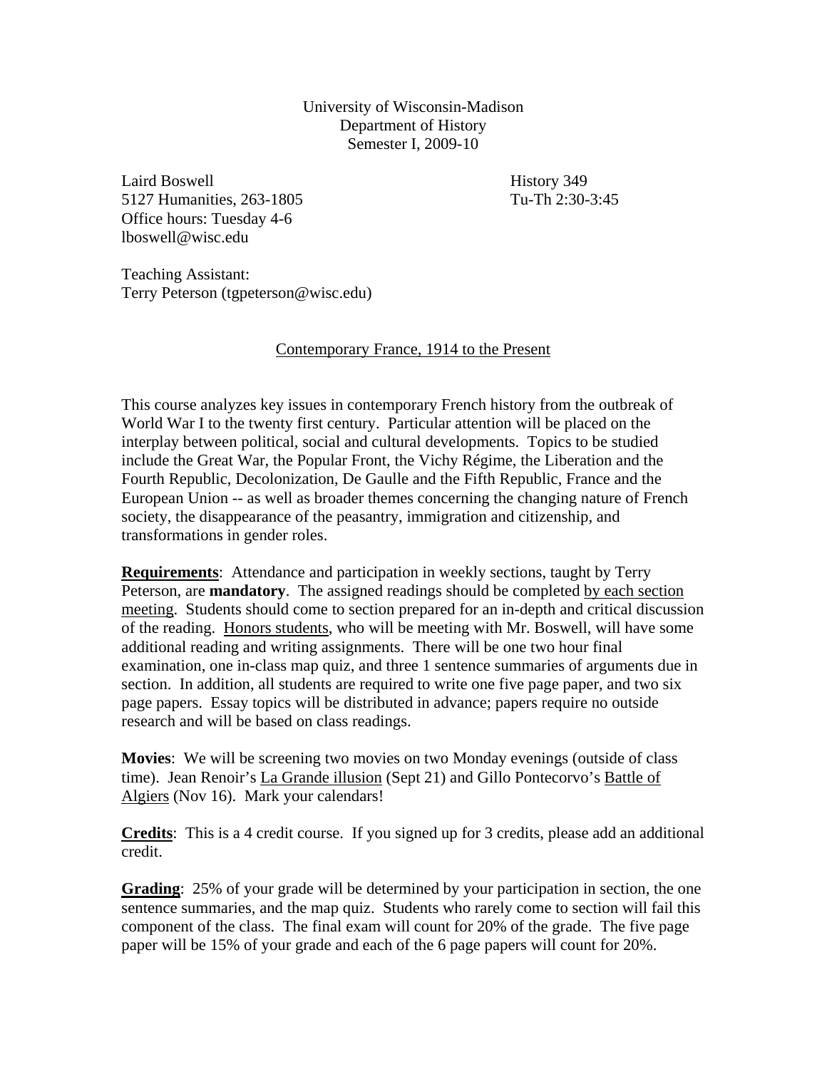University of Wisconsin-Madison
Department of History
Semester I, 2009-10

Laird Boswell
5127 Humanities, 263-1805
Office hours: Tuesday 4-6
lboswell@wisc.edu

History 349
Tu-Th 2:30-3:45

Teaching Assistant:
Terry Peterson (tgpeterson@wisc.edu)

## Contemporary France, 1914 to the Present

This course analyzes key issues in contemporary French history from the outbreak of World War I to the twenty first century. Particular attention will be placed on the interplay between political, social and cultural developments. Topics to be studied include the Great War, the Popular Front, the Vichy Régime, the Liberation and the Fourth Republic, Decolonization, De Gaulle and the Fifth Republic, France and the European Union -- as well as broader themes concerning the changing nature of French society, the disappearance of the peasantry, immigration and citizenship, and transformations in gender roles.

**Requirements**: Attendance and participation in weekly sections, taught by Terry Peterson, are **mandatory**. The assigned readings should be completed by each section meeting. Students should come to section prepared for an in-depth and critical discussion of the reading. Honors students, who will be meeting with Mr. Boswell, will have some additional reading and writing assignments. There will be one two hour final examination, one in-class map quiz, and three 1 sentence summaries of arguments due in section. In addition, all students are required to write one five page paper, and two six page papers. Essay topics will be distributed in advance; papers require no outside research and will be based on class readings.

**Movies**: We will be screening two movies on two Monday evenings (outside of class time). Jean Renoir's La Grande illusion (Sept 21) and Gillo Pontecorvo's Battle of Algiers (Nov 16). Mark your calendars!

**Credits**: This is a 4 credit course. If you signed up for 3 credits, please add an additional credit.

**Grading**: 25% of your grade will be determined by your participation in section, the one sentence summaries, and the map quiz. Students who rarely come to section will fail this component of the class. The final exam will count for 20% of the grade. The five page paper will be 15% of your grade and each of the 6 page papers will count for 20%.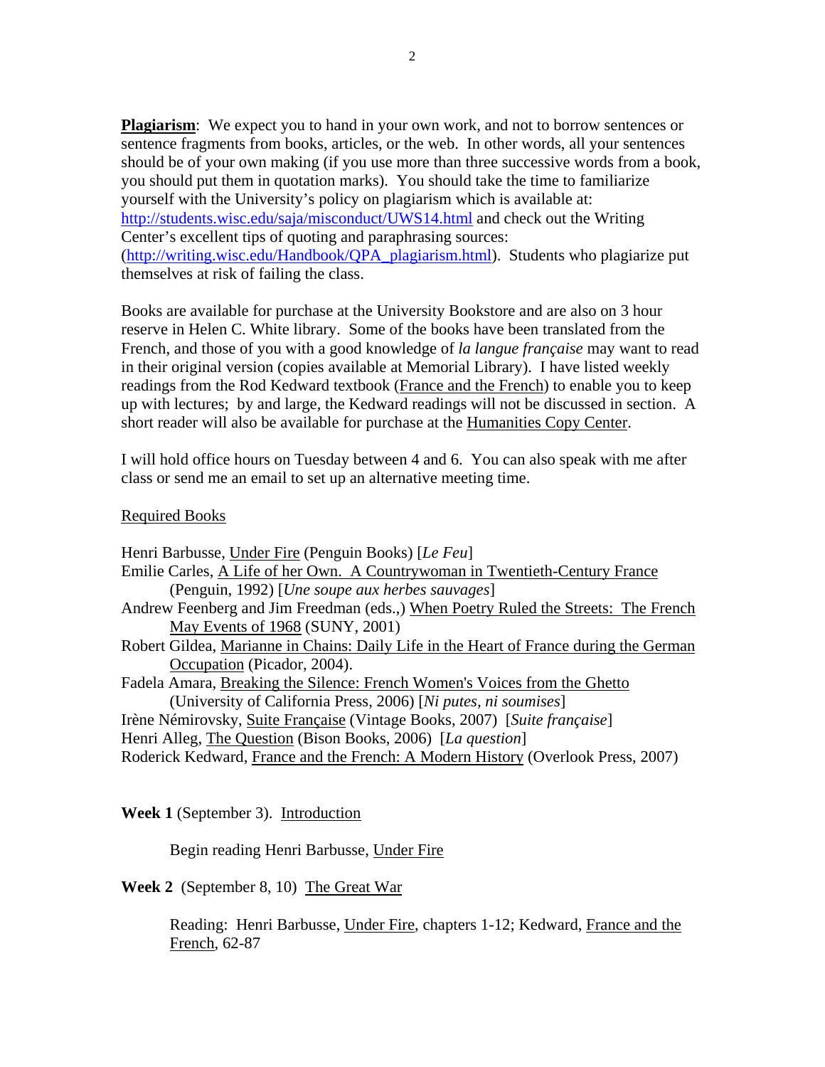**Plagiarism**: We expect you to hand in your own work, and not to borrow sentences or sentence fragments from books, articles, or the web. In other words, all your sentences should be of your own making (if you use more than three successive words from a book, you should put them in quotation marks). You should take the time to familiarize yourself with the University's policy on plagiarism which is available at: http://students.wisc.edu/saja/misconduct/UWS14.html and check out the Writing Center's excellent tips of quoting and paraphrasing sources: (http://writing.wisc.edu/Handbook/QPA_plagiarism.html). Students who plagiarize put themselves at risk of failing the class.

Books are available for purchase at the University Bookstore and are also on 3 hour reserve in Helen C. White library. Some of the books have been translated from the French, and those of you with a good knowledge of *la langue française* may want to read in their original version (copies available at Memorial Library). I have listed weekly readings from the Rod Kedward textbook (France and the French) to enable you to keep up with lectures; by and large, the Kedward readings will not be discussed in section. A short reader will also be available for purchase at the Humanities Copy Center.

I will hold office hours on Tuesday between 4 and 6. You can also speak with me after class or send me an email to set up an alternative meeting time.

Required Books

Henri Barbusse, Under Fire (Penguin Books) [*Le Feu*]
Emilie Carles, A Life of her Own. A Countrywoman in Twentieth-Century France (Penguin, 1992) [*Une soupe aux herbes sauvages*]
Andrew Feenberg and Jim Freedman (eds.,) When Poetry Ruled the Streets: The French May Events of 1968 (SUNY, 2001)
Robert Gildea, Marianne in Chains: Daily Life in the Heart of France during the German Occupation (Picador, 2004).
Fadela Amara, Breaking the Silence: French Women's Voices from the Ghetto (University of California Press, 2006) [*Ni putes, ni soumises*]
Irène Némirovsky, Suite Française (Vintage Books, 2007) [*Suite française*]
Henri Alleg, The Question (Bison Books, 2006) [*La question*]
Roderick Kedward, France and the French: A Modern History (Overlook Press, 2007)

**Week 1** (September 3). Introduction

Begin reading Henri Barbusse, Under Fire

**Week 2** (September 8, 10) The Great War

Reading: Henri Barbusse, Under Fire, chapters 1-12; Kedward, France and the French, 62-87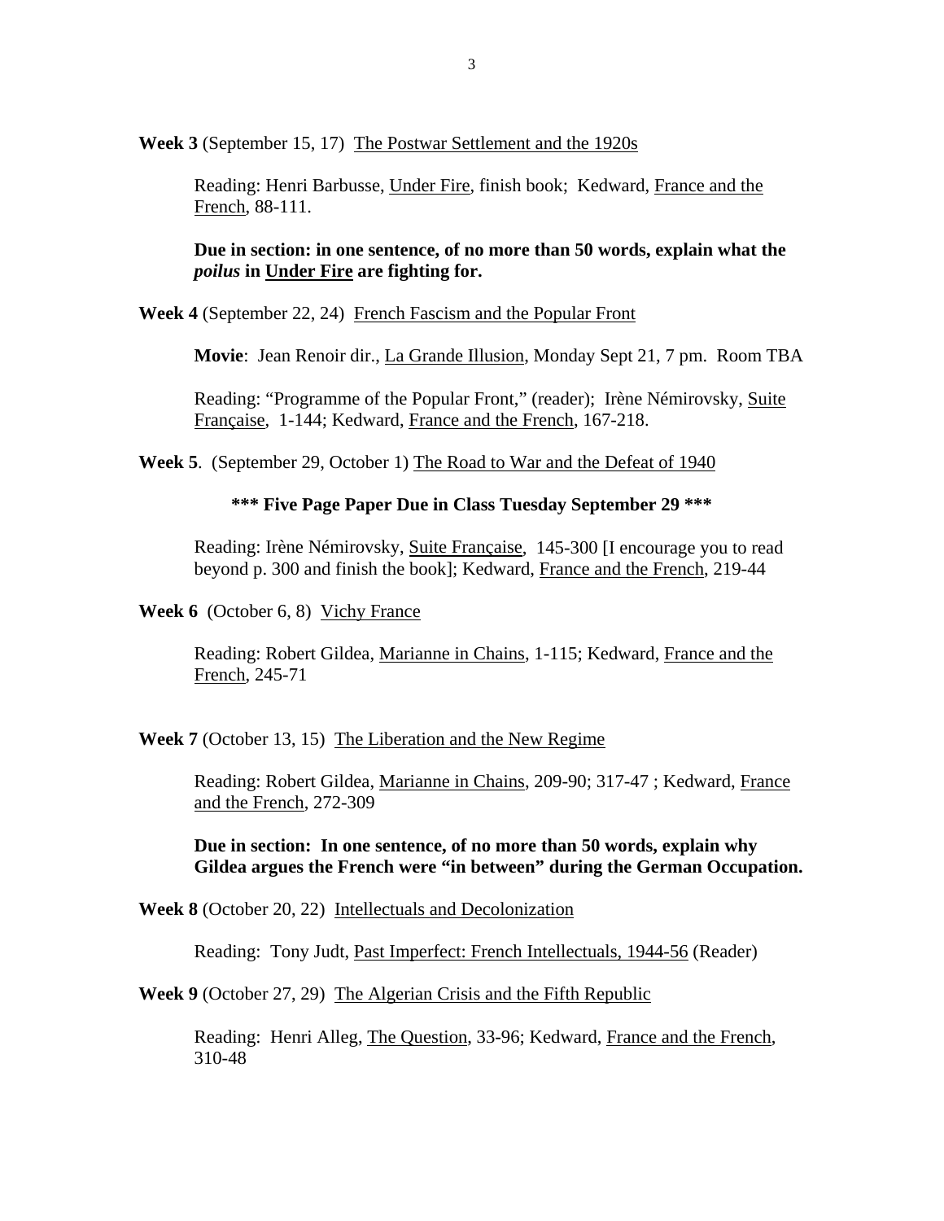**Week 3** (September 15, 17) The Postwar Settlement and the 1920s

Reading: Henri Barbusse, Under Fire, finish book; Kedward, France and the French, 88-111.

**Due in section: in one sentence, of no more than 50 words, explain what the *poilus* in Under Fire are fighting for.**

**Week 4** (September 22, 24) French Fascism and the Popular Front

**Movie**: Jean Renoir dir., La Grande Illusion, Monday Sept 21, 7 pm. Room TBA

Reading: "Programme of the Popular Front," (reader); Irène Némirovsky, Suite Française, 1-144; Kedward, France and the French, 167-218.

**Week 5**. (September 29, October 1) The Road to War and the Defeat of 1940

**\*\*\* Five Page Paper Due in Class Tuesday September 29 \*\*\***

Reading: Irène Némirovsky, Suite Française, 145-300 [I encourage you to read beyond p. 300 and finish the book]; Kedward, France and the French, 219-44

**Week 6** (October 6, 8) Vichy France

Reading: Robert Gildea, Marianne in Chains, 1-115; Kedward, France and the French, 245-71

**Week 7** (October 13, 15) The Liberation and the New Regime

Reading: Robert Gildea, Marianne in Chains, 209-90; 317-47 ; Kedward, France and the French, 272-309

**Due in section: In one sentence, of no more than 50 words, explain why Gildea argues the French were "in between" during the German Occupation.**

**Week 8** (October 20, 22) Intellectuals and Decolonization

Reading: Tony Judt, Past Imperfect: French Intellectuals, 1944-56 (Reader)

**Week 9** (October 27, 29) The Algerian Crisis and the Fifth Republic

Reading: Henri Alleg, The Question, 33-96; Kedward, France and the French, 310-48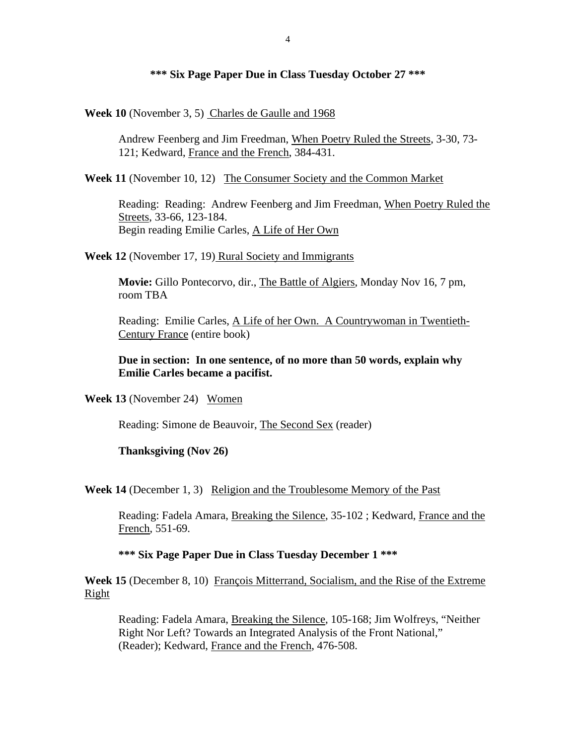**\*\*\* Six Page Paper Due in Class Tuesday October 27 \*\*\***

**Week 10** (November 3, 5) Charles de Gaulle and 1968

Andrew Feenberg and Jim Freedman, When Poetry Ruled the Streets, 3-30, 73-121; Kedward, France and the French, 384-431.

**Week 11** (November 10, 12) The Consumer Society and the Common Market

Reading: Reading: Andrew Feenberg and Jim Freedman, When Poetry Ruled the Streets, 33-66, 123-184.
Begin reading Emilie Carles, A Life of Her Own

**Week 12** (November 17, 19) Rural Society and Immigrants

**Movie:** Gillo Pontecorvo, dir., The Battle of Algiers, Monday Nov 16, 7 pm, room TBA

Reading: Emilie Carles, A Life of her Own. A Countrywoman in Twentieth-Century France (entire book)

**Due in section: In one sentence, of no more than 50 words, explain why Emilie Carles became a pacifist.**

**Week 13** (November 24) Women

Reading: Simone de Beauvoir, The Second Sex (reader)

**Thanksgiving (Nov 26)**

**Week 14** (December 1, 3) Religion and the Troublesome Memory of the Past

Reading: Fadela Amara, Breaking the Silence, 35-102 ; Kedward, France and the French, 551-69.

**\*\*\* Six Page Paper Due in Class Tuesday December 1 \*\*\***

**Week 15** (December 8, 10) François Mitterrand, Socialism, and the Rise of the Extreme Right

Reading: Fadela Amara, Breaking the Silence, 105-168; Jim Wolfreys, "Neither Right Nor Left? Towards an Integrated Analysis of the Front National," (Reader); Kedward, France and the French, 476-508.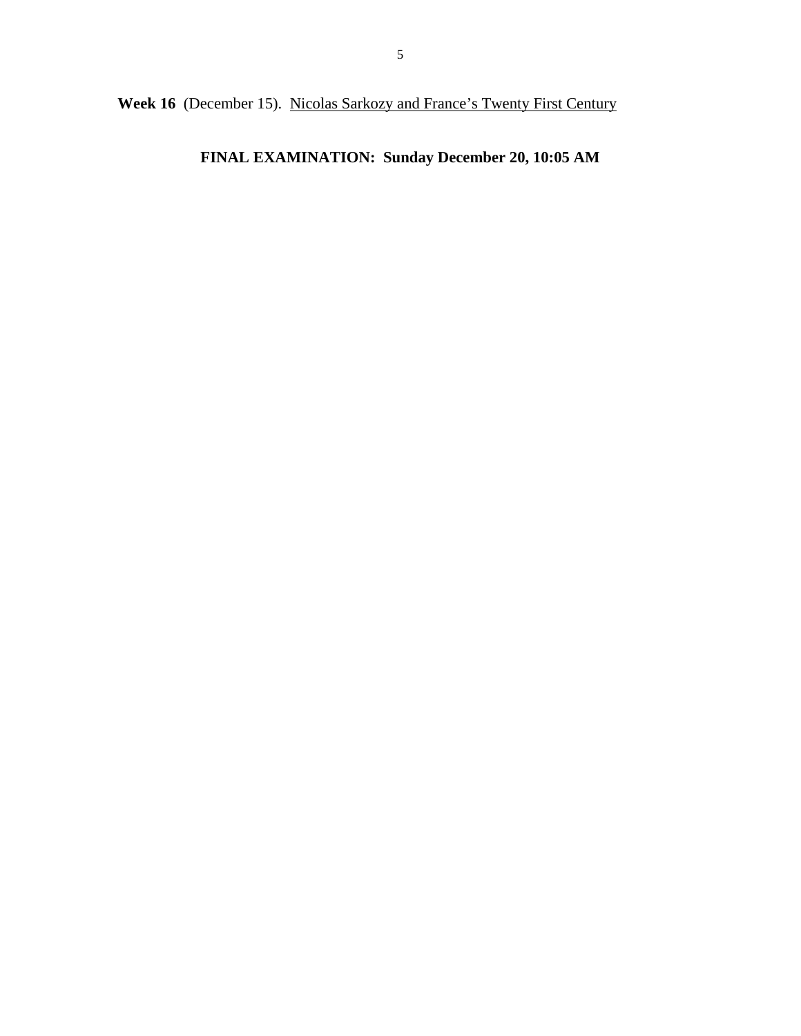**Week 16** (December 15). Nicolas Sarkozy and France's Twenty First Century

**FINAL EXAMINATION: Sunday December 20, 10:05 AM**